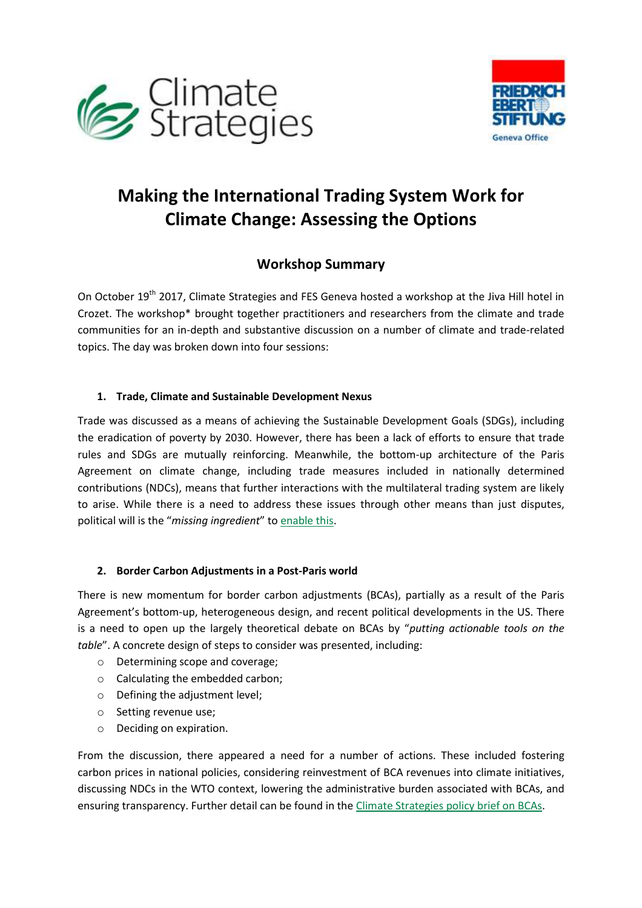# Making the International Trading System Work for Climate Change: Assessing the Options

## Workshop Summary

On October 19th 2017, Climate Strategies and FES Geneva hosted a workshop at the Jiva Hill hotel in Crozet. The workshop* brought together practitioners and researchers from the climate and trade communities for an in-depth and substantive discussion on a number of climate and trade-related topics. The day was broken down into four sessions:

### 1. Trade, Climate and Sustainable Development Nexus

Trade was discussed as a means of achieving the Sustainable Development Goals (SDGs), including the eradication of poverty by 2030. However, there has been a lack of efforts to ensure that trade rules and SDGs are mutually reinforcing. Meanwhile, the bottom-up architecture of the Paris Agreement on climate change, including trade measures included in nationally determined contributions (NDCs), means that further interactions with the multilateral trading system are likely to arise. While there is a need to address these issues through other means than just disputes, political will is the "*missing ingredient*" to enable this.

### 2. Border Carbon Adjustments in a Post-Paris world

There is new momentum for border carbon adjustments (BCAs), partially as a result of the Paris Agreement's bottom-up, heterogeneous design, and recent political developments in the US. There is a need to open up the largely theoretical debate on BCAs by "*putting actionable tools on the table*". A concrete design of steps to consider was presented, including:

- Determining scope and coverage;
- Calculating the embedded carbon;
- Defining the adjustment level;
- Setting revenue use;
- Deciding on expiration.

From the discussion, there appeared a need for a number of actions. These included fostering carbon prices in national policies, considering reinvestment of BCA revenues into climate initiatives, discussing NDCs in the WTO context, lowering the administrative burden associated with BCAs, and ensuring transparency. Further detail can be found in the Climate Strategies policy brief on BCAs.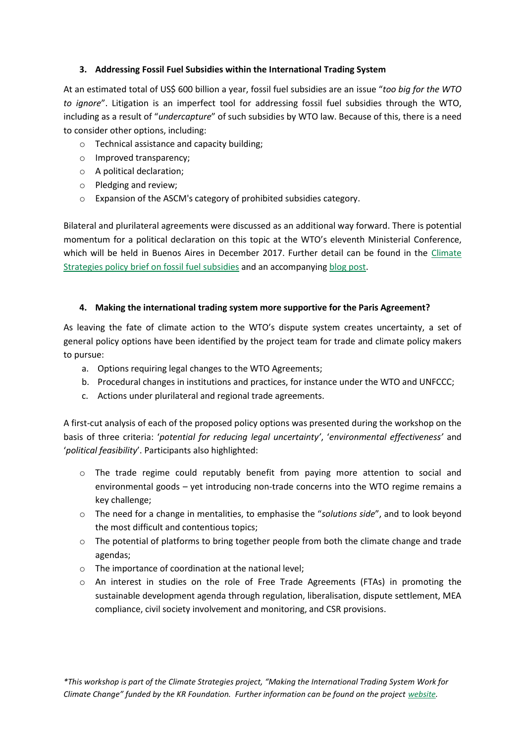### 3. Addressing Fossil Fuel Subsidies within the International Trading System

At an estimated total of US$ 600 billion a year, fossil fuel subsidies are an issue "*too big for the WTO to ignore*". Litigation is an imperfect tool for addressing fossil fuel subsidies through the WTO, including as a result of "*undercapture*" of such subsidies by WTO law. Because of this, there is a need to consider other options, including:

- Technical assistance and capacity building;
- Improved transparency;
- A political declaration;
- Pledging and review;
- Expansion of the ASCM's category of prohibited subsidies category.

Bilateral and plurilateral agreements were discussed as an additional way forward. There is potential momentum for a political declaration on this topic at the WTO's eleventh Ministerial Conference, which will be held in Buenos Aires in December 2017. Further detail can be found in the Climate Strategies policy brief on fossil fuel subsidies and an accompanying blog post.

### 4. Making the international trading system more supportive for the Paris Agreement?

As leaving the fate of climate action to the WTO's dispute system creates uncertainty, a set of general policy options have been identified by the project team for trade and climate policy makers to pursue:

a. Options requiring legal changes to the WTO Agreements;
b. Procedural changes in institutions and practices, for instance under the WTO and UNFCCC;
c. Actions under plurilateral and regional trade agreements.

A first-cut analysis of each of the proposed policy options was presented during the workshop on the basis of three criteria: '*potential for reducing legal uncertainty*', '*environmental effectiveness*' and '*political feasibility*'. Participants also highlighted:

- The trade regime could reputably benefit from paying more attention to social and environmental goods – yet introducing non-trade concerns into the WTO regime remains a key challenge;
- The need for a change in mentalities, to emphasise the "*solutions side*", and to look beyond the most difficult and contentious topics;
- The potential of platforms to bring together people from both the climate change and trade agendas;
- The importance of coordination at the national level;
- An interest in studies on the role of Free Trade Agreements (FTAs) in promoting the sustainable development agenda through regulation, liberalisation, dispute settlement, MEA compliance, civil society involvement and monitoring, and CSR provisions.

*\*This workshop is part of the Climate Strategies project, "Making the International Trading System Work for Climate Change" funded by the KR Foundation. Further information can be found on the project website.*